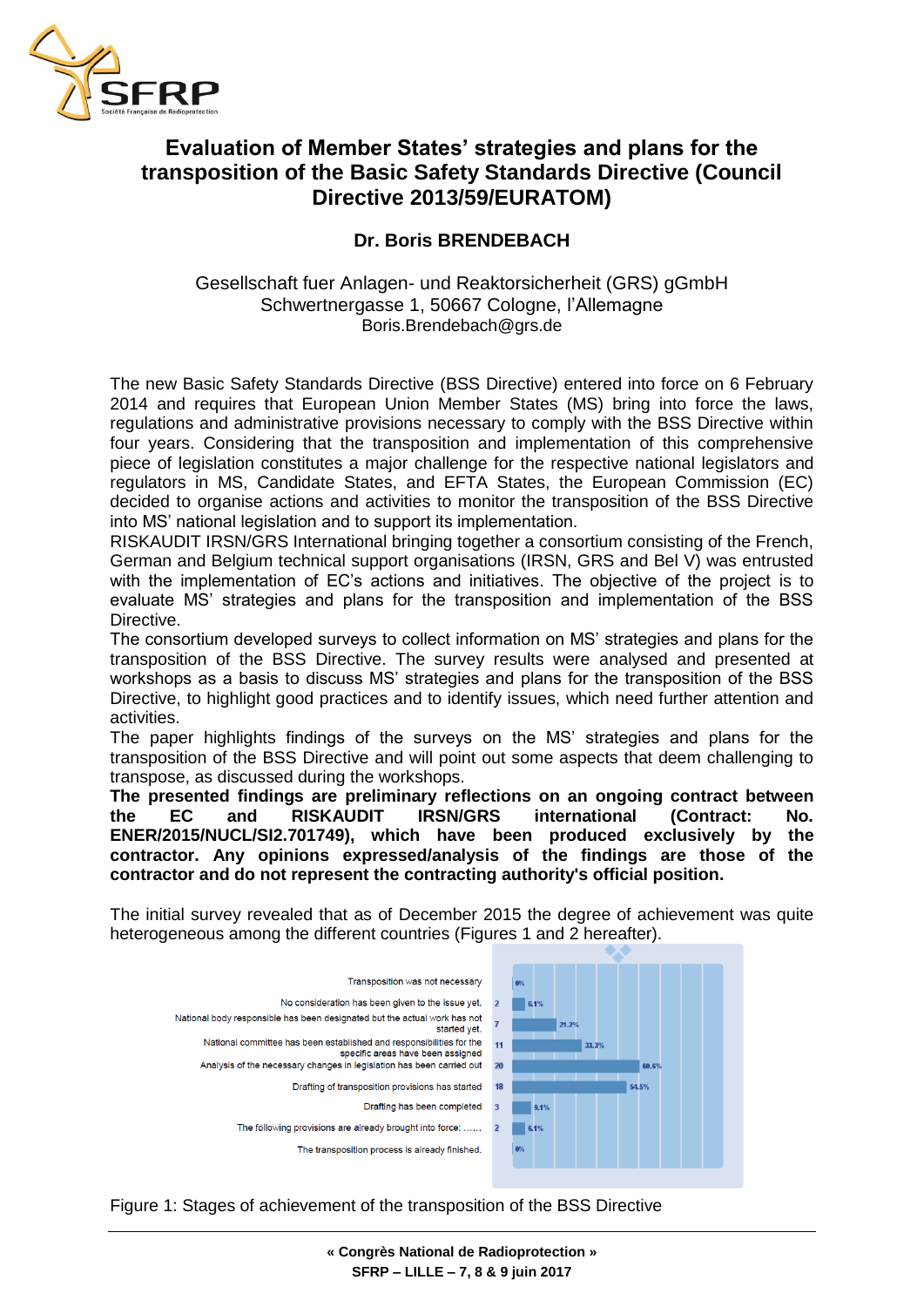# Evaluation of Member States' strategies and plans for the transposition of the Basic Safety Standards Directive (Council Directive 2013/59/EURATOM)

**Dr. Boris BRENDEBACH**

Gesellschaft fuer Anlagen- und Reaktorsicherheit (GRS) gGmbH
Schwertnergasse 1, 50667 Cologne, l'Allemagne
Boris.Brendebach@grs.de

The new Basic Safety Standards Directive (BSS Directive) entered into force on 6 February 2014 and requires that European Union Member States (MS) bring into force the laws, regulations and administrative provisions necessary to comply with the BSS Directive within four years. Considering that the transposition and implementation of this comprehensive piece of legislation constitutes a major challenge for the respective national legislators and regulators in MS, Candidate States, and EFTA States, the European Commission (EC) decided to organise actions and activities to monitor the transposition of the BSS Directive into MS' national legislation and to support its implementation.

RISKAUDIT IRSN/GRS International bringing together a consortium consisting of the French, German and Belgium technical support organisations (IRSN, GRS and Bel V) was entrusted with the implementation of EC's actions and initiatives. The objective of the project is to evaluate MS' strategies and plans for the transposition and implementation of the BSS Directive.

The consortium developed surveys to collect information on MS' strategies and plans for the transposition of the BSS Directive. The survey results were analysed and presented at workshops as a basis to discuss MS' strategies and plans for the transposition of the BSS Directive, to highlight good practices and to identify issues, which need further attention and activities.

The paper highlights findings of the surveys on the MS' strategies and plans for the transposition of the BSS Directive and will point out some aspects that deem challenging to transpose, as discussed during the workshops.

**The presented findings are preliminary reflections on an ongoing contract between the EC and RISKAUDIT IRSN/GRS international (Contract: No. ENER/2015/NUCL/SI2.701749), which have been produced exclusively by the contractor. Any opinions expressed/analysis of the findings are those of the contractor and do not represent the contracting authority's official position.**

The initial survey revealed that as of December 2015 the degree of achievement was quite heterogeneous among the different countries (Figures 1 and 2 hereafter).

| Stage | Number | Percentage |
|---|---|---|
| Transposition was not necessary | | 0% |
| No consideration has been given to the issue yet. | 2 | 6.1% |
| National body responsible has been designated but the actual work has not started yet. | 7 | 21.2% |
| National committee has been established and responsibilities for the specific areas have been assigned | 11 | 33.3% |
| Analysis of the necessary changes in legislation has been carried out | 20 | 60.6% |
| Drafting of transposition provisions has started | 18 | 54.5% |
| Drafting has been completed | 3 | 9.1% |
| The following provisions are already brought into force: ...... | 2 | 6.1% |
| The transposition process is already finished. | | 0% |

Figure 1: Stages of achievement of the transposition of the BSS Directive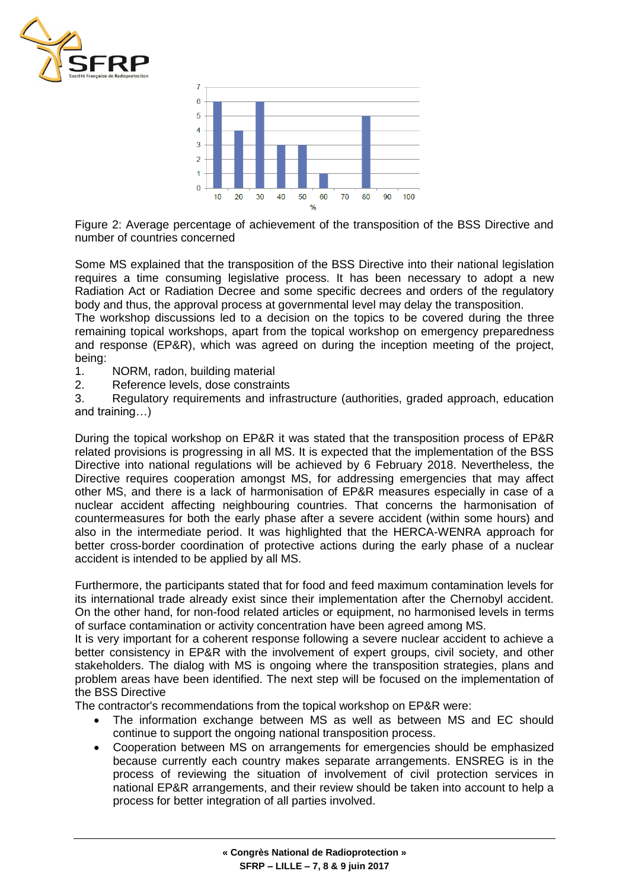Figure 2: Average percentage of achievement of the transposition of the BSS Directive and number of countries concerned

Some MS explained that the transposition of the BSS Directive into their national legislation requires a time consuming legislative process. It has been necessary to adopt a new Radiation Act or Radiation Decree and some specific decrees and orders of the regulatory body and thus, the approval process at governmental level may delay the transposition.
The workshop discussions led to a decision on the topics to be covered during the three remaining topical workshops, apart from the topical workshop on emergency preparedness and response (EP&R), which was agreed on during the inception meeting of the project, being:

1. NORM, radon, building material
2. Reference levels, dose constraints
3. Regulatory requirements and infrastructure (authorities, graded approach, education and training…)

During the topical workshop on EP&R it was stated that the transposition process of EP&R related provisions is progressing in all MS. It is expected that the implementation of the BSS Directive into national regulations will be achieved by 6 February 2018. Nevertheless, the Directive requires cooperation amongst MS, for addressing emergencies that may affect other MS, and there is a lack of harmonisation of EP&R measures especially in case of a nuclear accident affecting neighbouring countries. That concerns the harmonisation of countermeasures for both the early phase after a severe accident (within some hours) and also in the intermediate period. It was highlighted that the HERCA-WENRA approach for better cross-border coordination of protective actions during the early phase of a nuclear accident is intended to be applied by all MS.

Furthermore, the participants stated that for food and feed maximum contamination levels for its international trade already exist since their implementation after the Chernobyl accident. On the other hand, for non-food related articles or equipment, no harmonised levels in terms of surface contamination or activity concentration have been agreed among MS.
It is very important for a coherent response following a severe nuclear accident to achieve a better consistency in EP&R with the involvement of expert groups, civil society, and other stakeholders. The dialog with MS is ongoing where the transposition strategies, plans and problem areas have been identified. The next step will be focused on the implementation of the BSS Directive
The contractor's recommendations from the topical workshop on EP&R were:

- The information exchange between MS as well as between MS and EC should continue to support the ongoing national transposition process.
- Cooperation between MS on arrangements for emergencies should be emphasized because currently each country makes separate arrangements. ENSREG is in the process of reviewing the situation of involvement of civil protection services in national EP&R arrangements, and their review should be taken into account to help a process for better integration of all parties involved.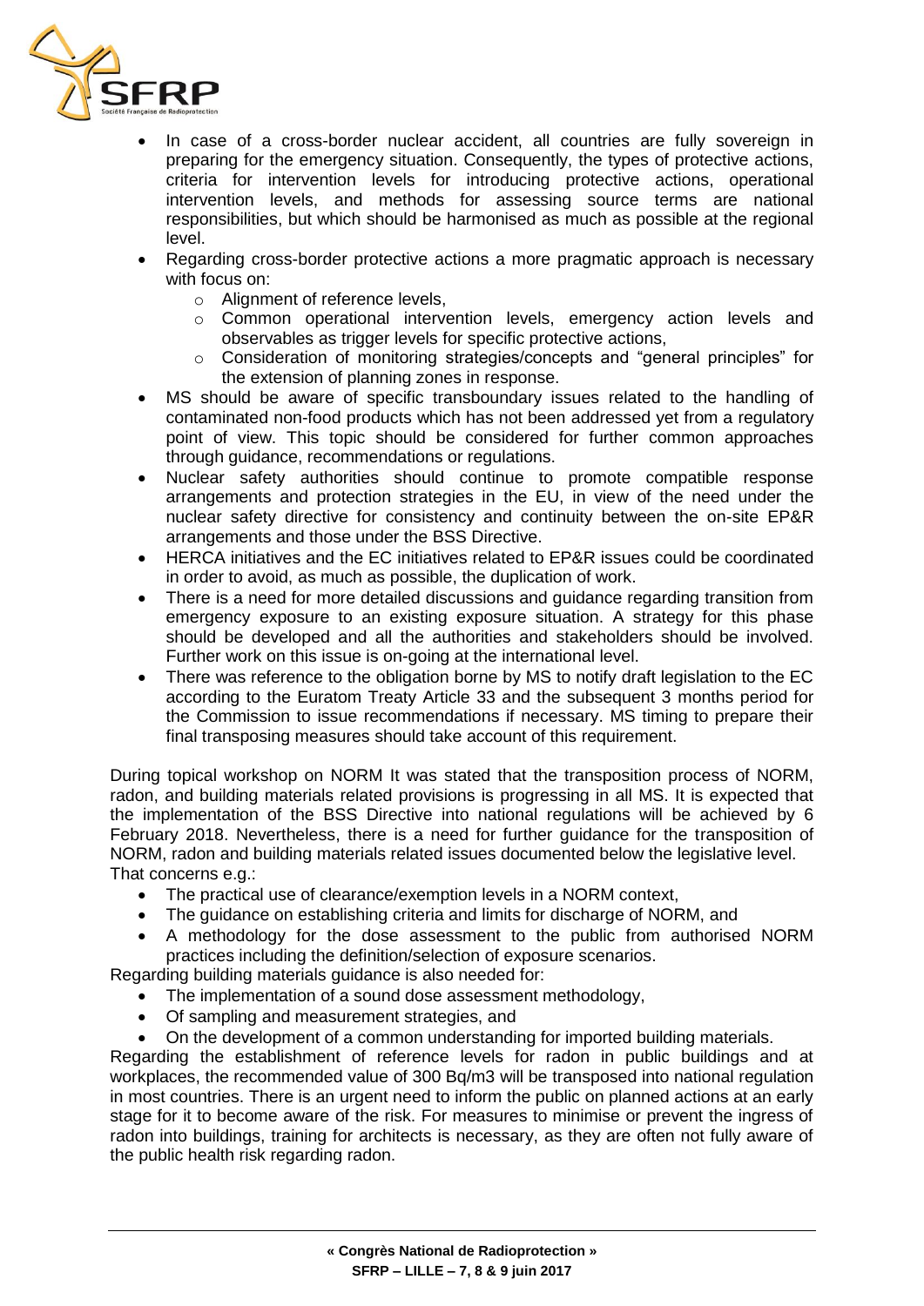- In case of a cross-border nuclear accident, all countries are fully sovereign in preparing for the emergency situation. Consequently, the types of protective actions, criteria for intervention levels for introducing protective actions, operational intervention levels, and methods for assessing source terms are national responsibilities, but which should be harmonised as much as possible at the regional level.
- Regarding cross-border protective actions a more pragmatic approach is necessary with focus on:
  - Alignment of reference levels,
  - Common operational intervention levels, emergency action levels and observables as trigger levels for specific protective actions,
  - Consideration of monitoring strategies/concepts and "general principles" for the extension of planning zones in response.
- MS should be aware of specific transboundary issues related to the handling of contaminated non-food products which has not been addressed yet from a regulatory point of view. This topic should be considered for further common approaches through guidance, recommendations or regulations.
- Nuclear safety authorities should continue to promote compatible response arrangements and protection strategies in the EU, in view of the need under the nuclear safety directive for consistency and continuity between the on-site EP&R arrangements and those under the BSS Directive.
- HERCA initiatives and the EC initiatives related to EP&R issues could be coordinated in order to avoid, as much as possible, the duplication of work.
- There is a need for more detailed discussions and guidance regarding transition from emergency exposure to an existing exposure situation. A strategy for this phase should be developed and all the authorities and stakeholders should be involved. Further work on this issue is on-going at the international level.
- There was reference to the obligation borne by MS to notify draft legislation to the EC according to the Euratom Treaty Article 33 and the subsequent 3 months period for the Commission to issue recommendations if necessary. MS timing to prepare their final transposing measures should take account of this requirement.

During topical workshop on NORM It was stated that the transposition process of NORM, radon, and building materials related provisions is progressing in all MS. It is expected that the implementation of the BSS Directive into national regulations will be achieved by 6 February 2018. Nevertheless, there is a need for further guidance for the transposition of NORM, radon and building materials related issues documented below the legislative level. That concerns e.g.:

- The practical use of clearance/exemption levels in a NORM context,
- The guidance on establishing criteria and limits for discharge of NORM, and
- A methodology for the dose assessment to the public from authorised NORM practices including the definition/selection of exposure scenarios.

Regarding building materials guidance is also needed for:

- The implementation of a sound dose assessment methodology,
- Of sampling and measurement strategies, and
- On the development of a common understanding for imported building materials.

Regarding the establishment of reference levels for radon in public buildings and at workplaces, the recommended value of 300 Bq/m3 will be transposed into national regulation in most countries. There is an urgent need to inform the public on planned actions at an early stage for it to become aware of the risk. For measures to minimise or prevent the ingress of radon into buildings, training for architects is necessary, as they are often not fully aware of the public health risk regarding radon.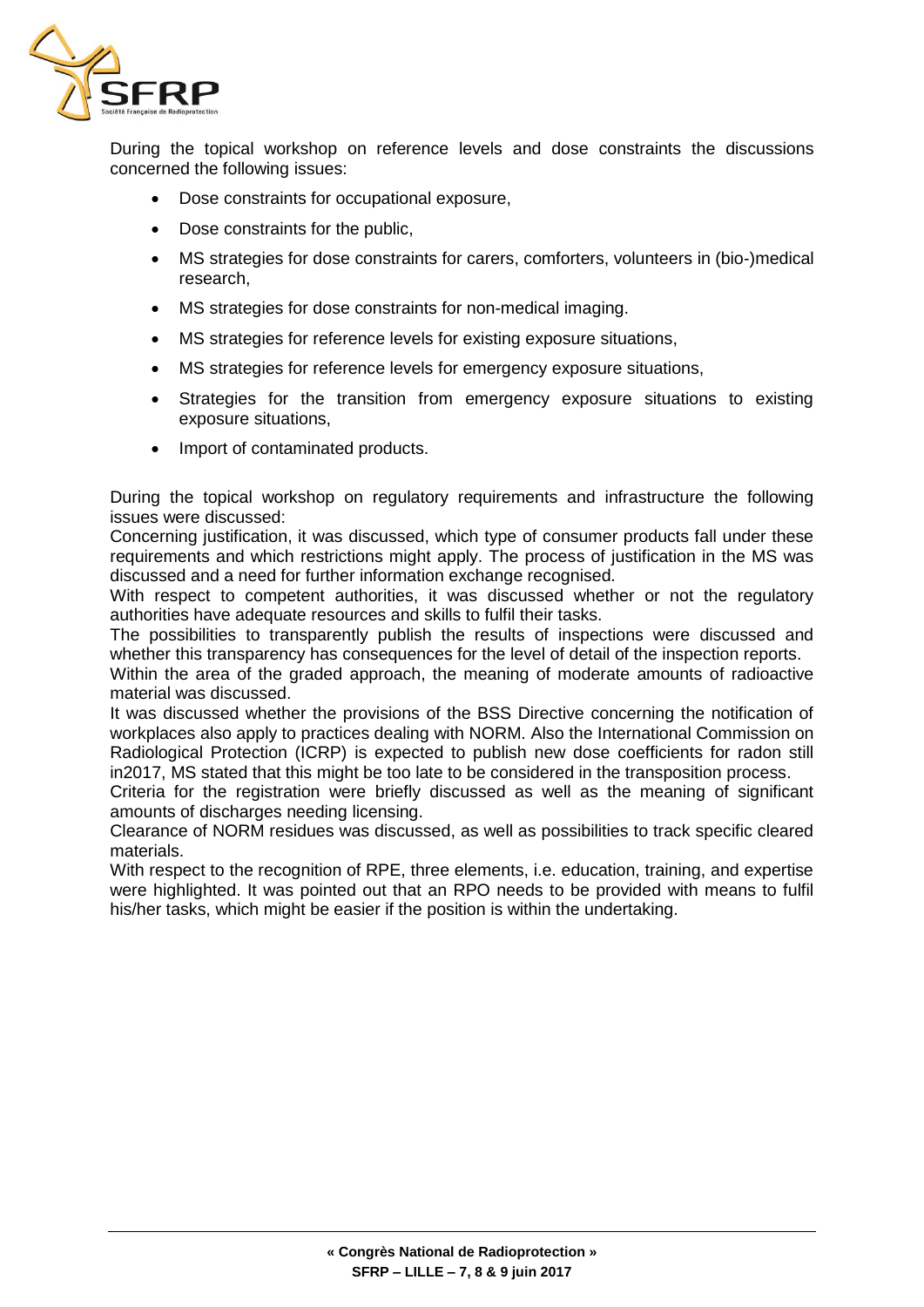During the topical workshop on reference levels and dose constraints the discussions concerned the following issues:

- Dose constraints for occupational exposure,
- Dose constraints for the public,
- MS strategies for dose constraints for carers, comforters, volunteers in (bio-)medical research,
- MS strategies for dose constraints for non-medical imaging.
- MS strategies for reference levels for existing exposure situations,
- MS strategies for reference levels for emergency exposure situations,
- Strategies for the transition from emergency exposure situations to existing exposure situations,
- Import of contaminated products.

During the topical workshop on regulatory requirements and infrastructure the following issues were discussed:

Concerning justification, it was discussed, which type of consumer products fall under these requirements and which restrictions might apply. The process of justification in the MS was discussed and a need for further information exchange recognised.

With respect to competent authorities, it was discussed whether or not the regulatory authorities have adequate resources and skills to fulfil their tasks.

The possibilities to transparently publish the results of inspections were discussed and whether this transparency has consequences for the level of detail of the inspection reports.

Within the area of the graded approach, the meaning of moderate amounts of radioactive material was discussed.

It was discussed whether the provisions of the BSS Directive concerning the notification of workplaces also apply to practices dealing with NORM. Also the International Commission on Radiological Protection (ICRP) is expected to publish new dose coefficients for radon still in2017, MS stated that this might be too late to be considered in the transposition process.

Criteria for the registration were briefly discussed as well as the meaning of significant amounts of discharges needing licensing.

Clearance of NORM residues was discussed, as well as possibilities to track specific cleared materials.

With respect to the recognition of RPE, three elements, i.e. education, training, and expertise were highlighted. It was pointed out that an RPO needs to be provided with means to fulfil his/her tasks, which might be easier if the position is within the undertaking.